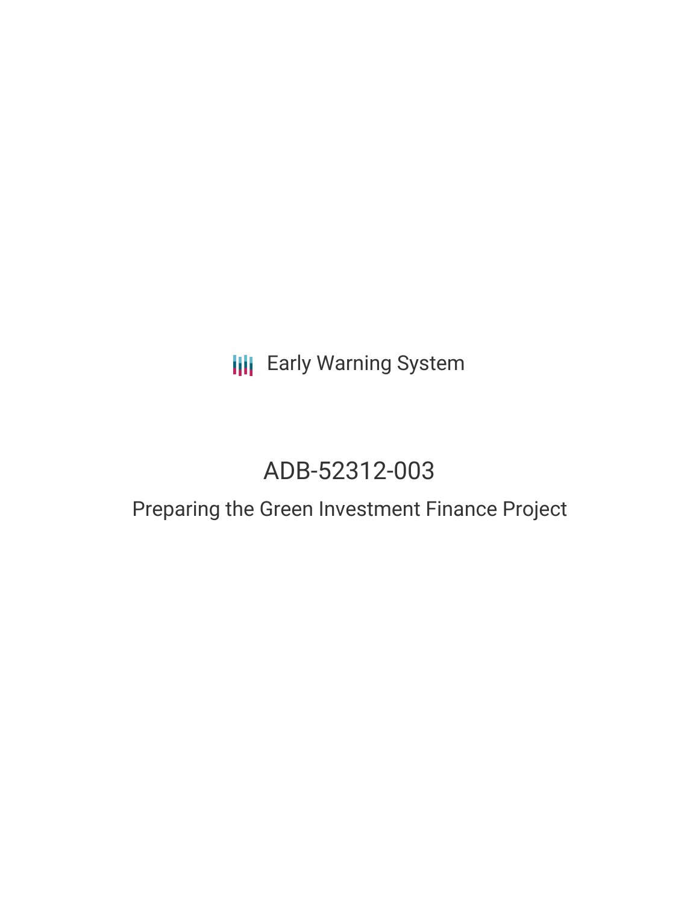Early Warning System

# ADB-52312-003

## Preparing the Green Investment Finance Project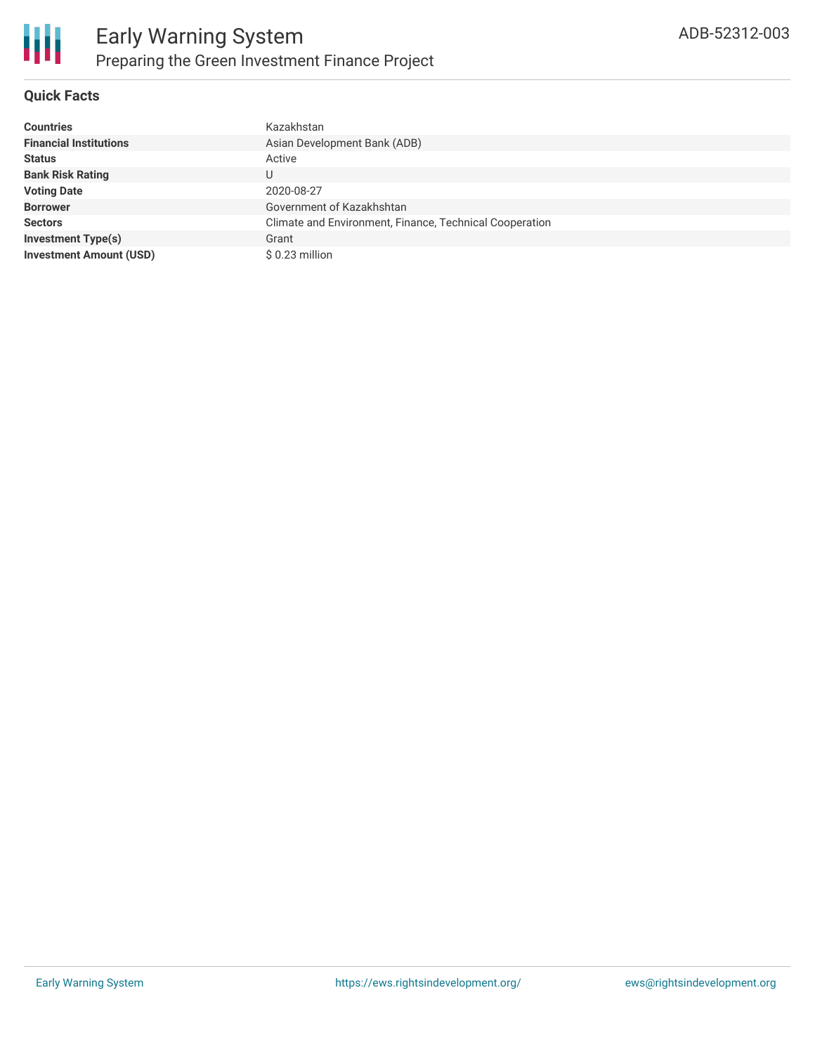# Early Warning System

## Preparing the Green Investment Finance Project

ADB-52312-003

### Quick Facts

| | |
|---|---|
| **Countries** | Kazakhstan |
| **Financial Institutions** | Asian Development Bank (ADB) |
| **Status** | Active |
| **Bank Risk Rating** | U |
| **Voting Date** | 2020-08-27 |
| **Borrower** | Government of Kazakhshtan |
| **Sectors** | Climate and Environment, Finance, Technical Cooperation |
| **Investment Type(s)** | Grant |
| **Investment Amount (USD)** | $ 0.23 million |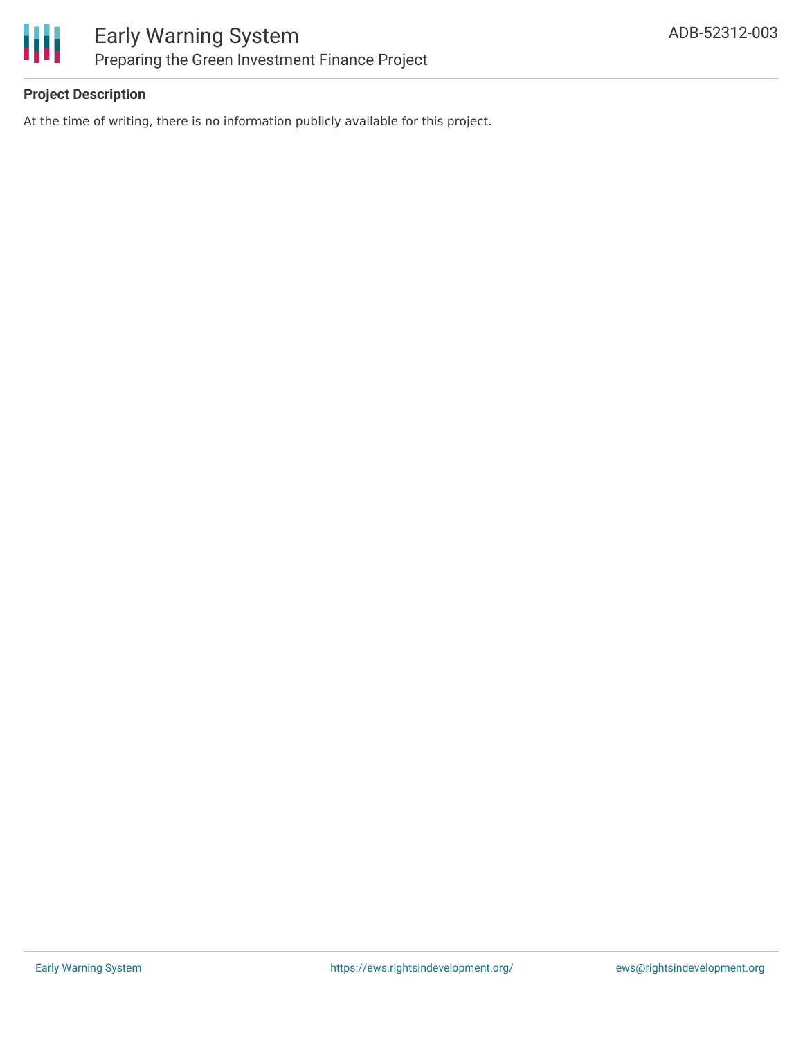## Project Description

At the time of writing, there is no information publicly available for this project.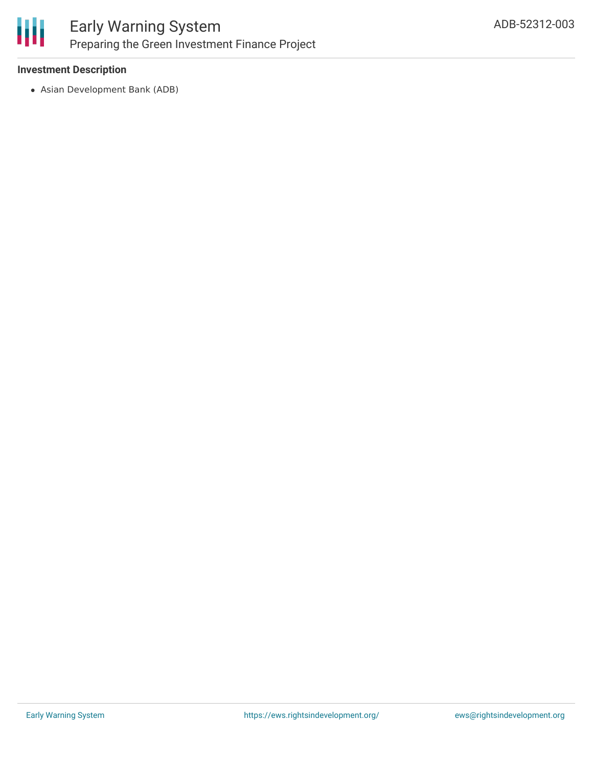**Investment Description**

- Asian Development Bank (ADB)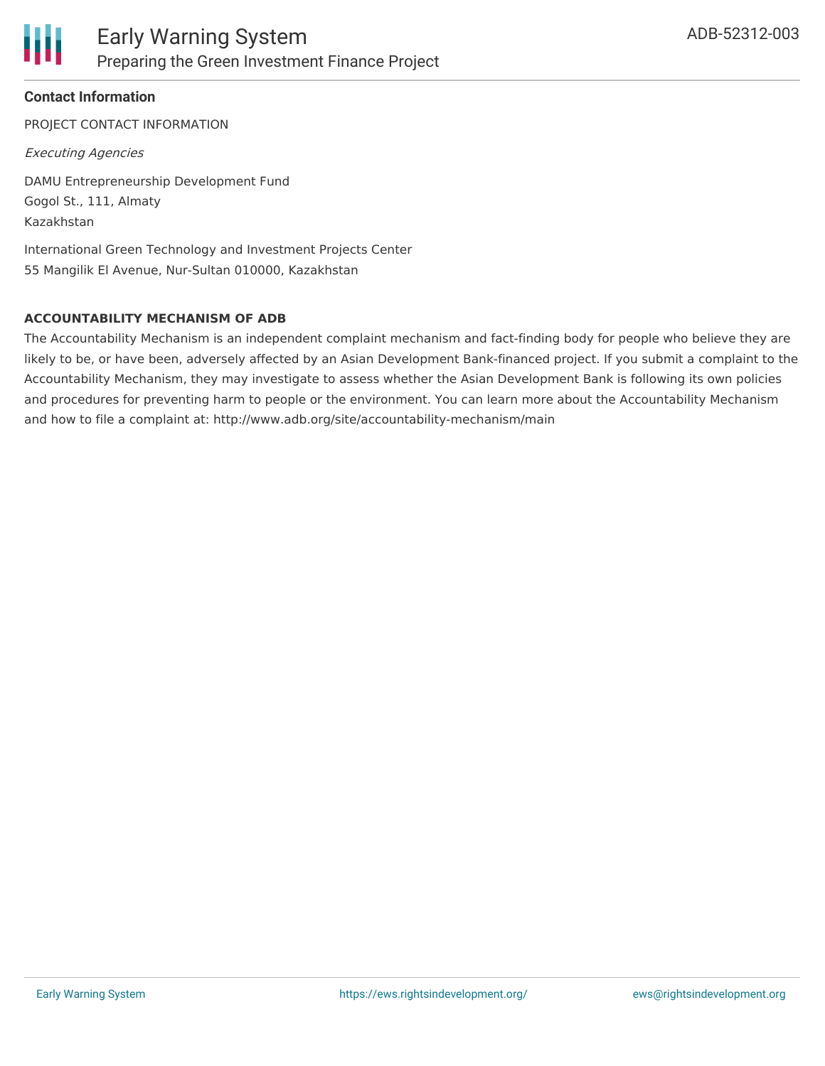## Contact Information

PROJECT CONTACT INFORMATION

*Executing Agencies*

DAMU Entrepreneurship Development Fund
Gogol St., 111, Almaty
Kazakhstan

International Green Technology and Investment Projects Center
55 Mangilik El Avenue, Nur-Sultan 010000, Kazakhstan

**ACCOUNTABILITY MECHANISM OF ADB**

The Accountability Mechanism is an independent complaint mechanism and fact-finding body for people who believe they are likely to be, or have been, adversely affected by an Asian Development Bank-financed project. If you submit a complaint to the Accountability Mechanism, they may investigate to assess whether the Asian Development Bank is following its own policies and procedures for preventing harm to people or the environment. You can learn more about the Accountability Mechanism and how to file a complaint at: http://www.adb.org/site/accountability-mechanism/main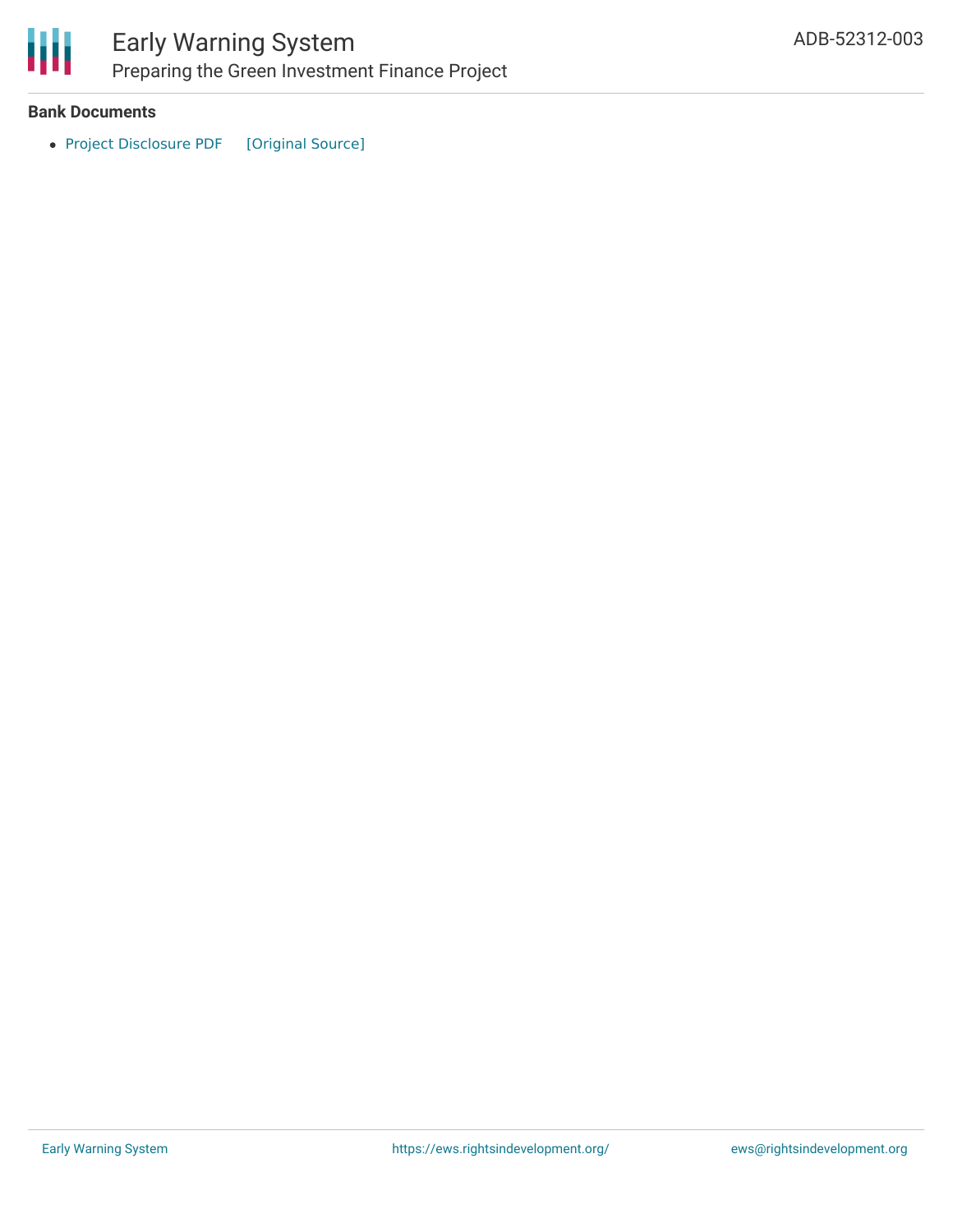**Bank Documents**

- Project Disclosure PDF [Original Source]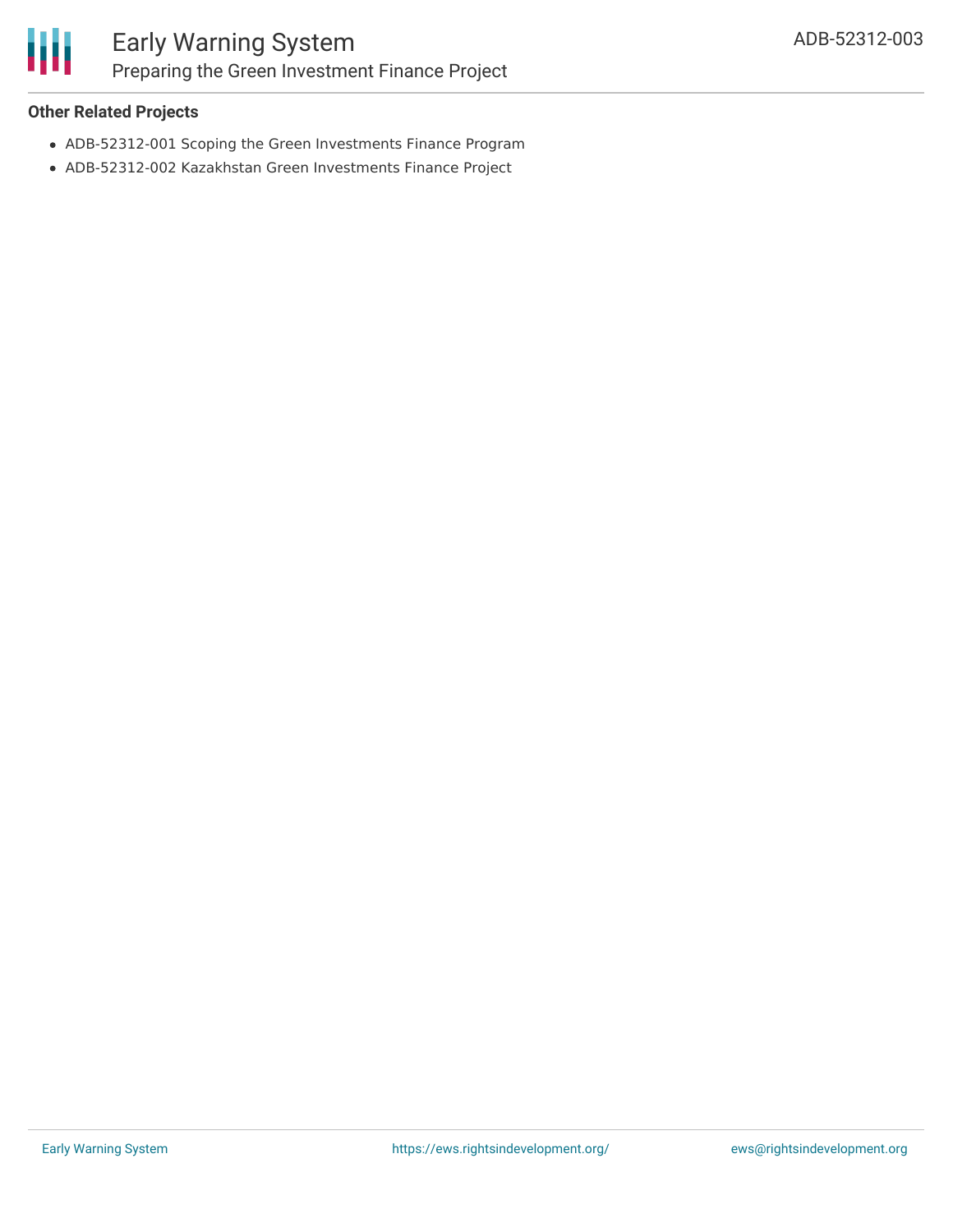**Other Related Projects**

- ADB-52312-001 Scoping the Green Investments Finance Program
- ADB-52312-002 Kazakhstan Green Investments Finance Project